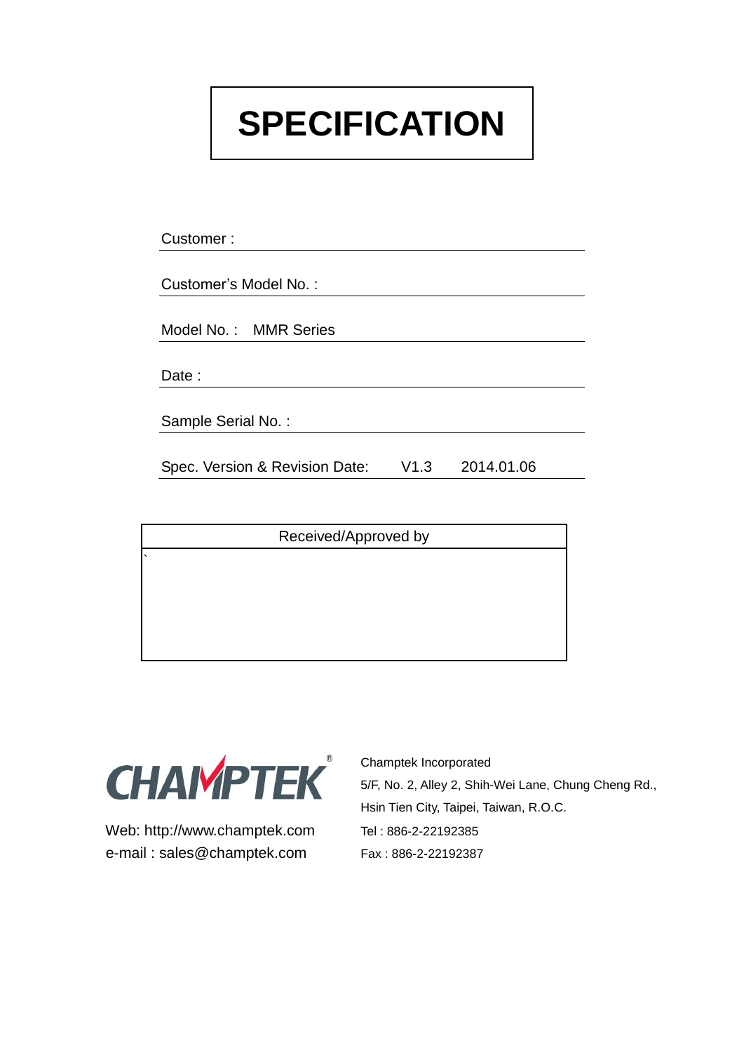# SPECIFICATION

Customer :

Customer's Model No. :

Model No. : MMR Series

Date :

Sample Serial No. :

Spec. Version & Revision Date: V1.3 2014.01.06

| Received/Approved by |
|---|
| ` |

CHAMPTEK®

Web: http://www.champtek.com
e-mail : sales@champtek.com

Champtek Incorporated
5/F, No. 2, Alley 2, Shih-Wei Lane, Chung Cheng Rd.,
Hsin Tien City, Taipei, Taiwan, R.O.C.
Tel : 886-2-22192385
Fax : 886-2-22192387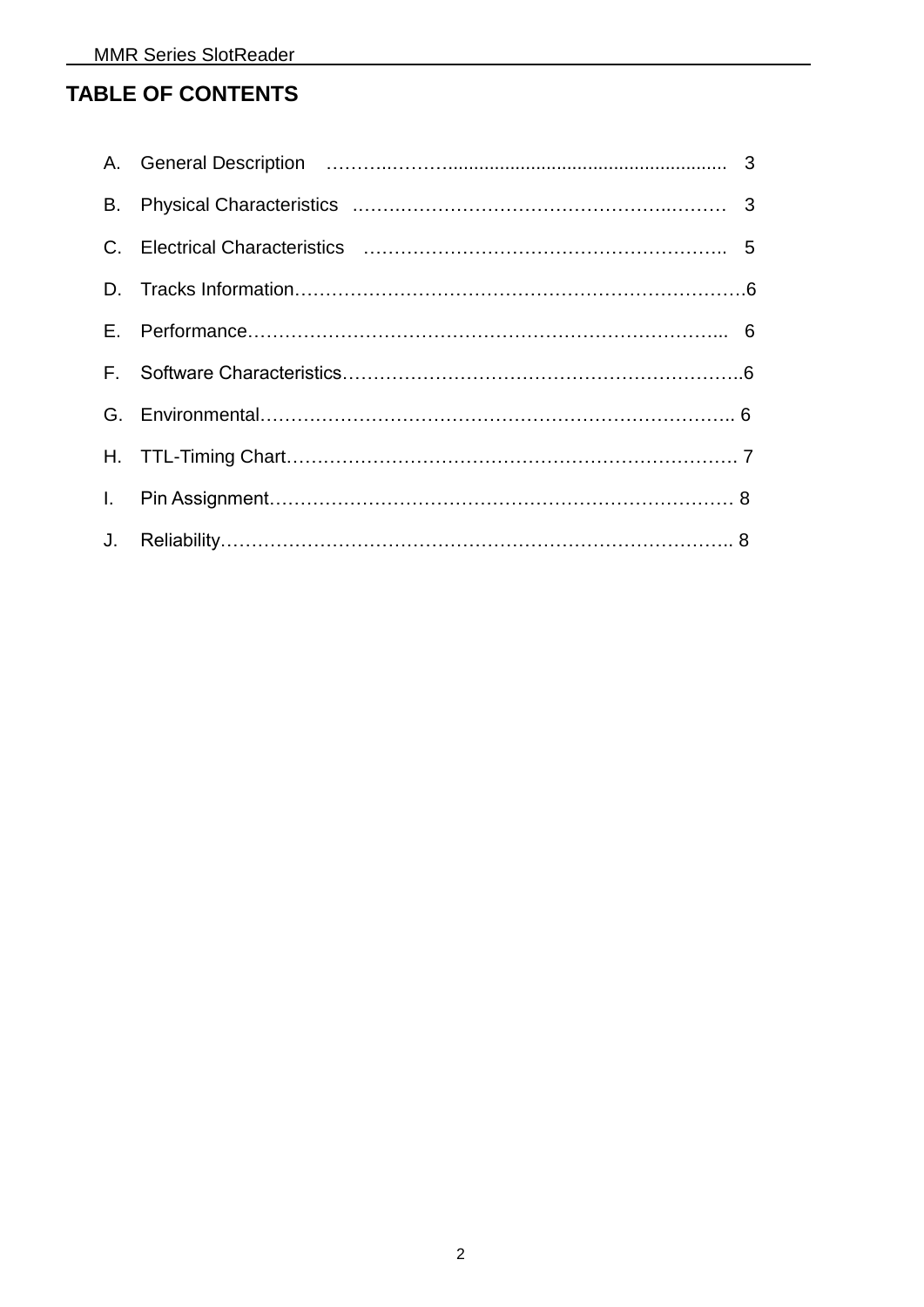# TABLE OF CONTENTS

A. General Description ……….………..................................................... 3

B. Physical Characteristics .…….…………………………………….……… 3

C. Electrical Characteristics ………………………………………………….. 5

D. Tracks Information……………………………………………………………….6

E. Performance…………………………………………………………………... 6

F. Software Characteristics……………………………………………………….6

G. Environmental………………………………………………………………….. 6

H. TTL-Timing Chart………………………………………………………………. 7

I. Pin Assignment………………………………………………………………… 8

J. Reliability…………………………………………………………………………. 8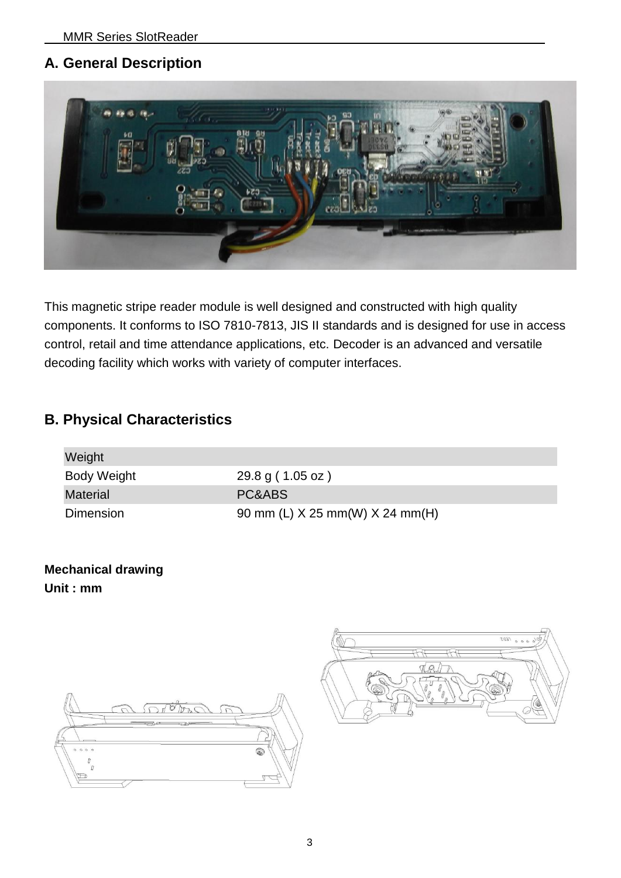## A. General Description

This magnetic stripe reader module is well designed and constructed with high quality components. It conforms to ISO 7810-7813, JIS II standards and is designed for use in access control, retail and time attendance applications, etc. Decoder is an advanced and versatile decoding facility which works with variety of computer interfaces.

## B. Physical Characteristics

| | |
|---|---|
| Weight | |
| Body Weight | 29.8 g ( 1.05 oz ) |
| Material | PC&ABS |
| Dimension | 90 mm (L) X 25 mm(W) X 24 mm(H) |

**Mechanical drawing**
**Unit : mm**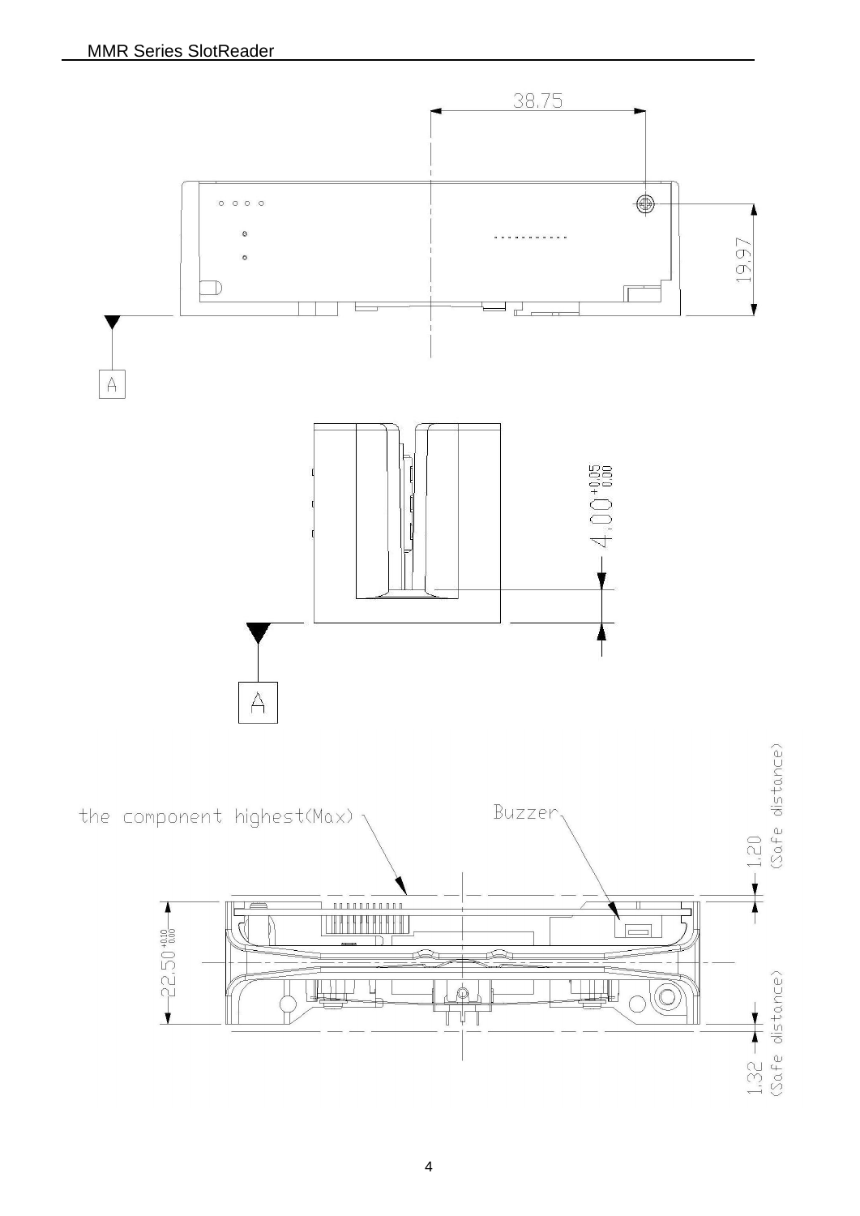38.75

19.97

A

$4.00^{+0.05}_{0.00}$

A

the component highest(Max)

Buzzer

1.20
(Safe distance)

$22.50^{+0.10}_{0.00}$

1.32
(Safe distance)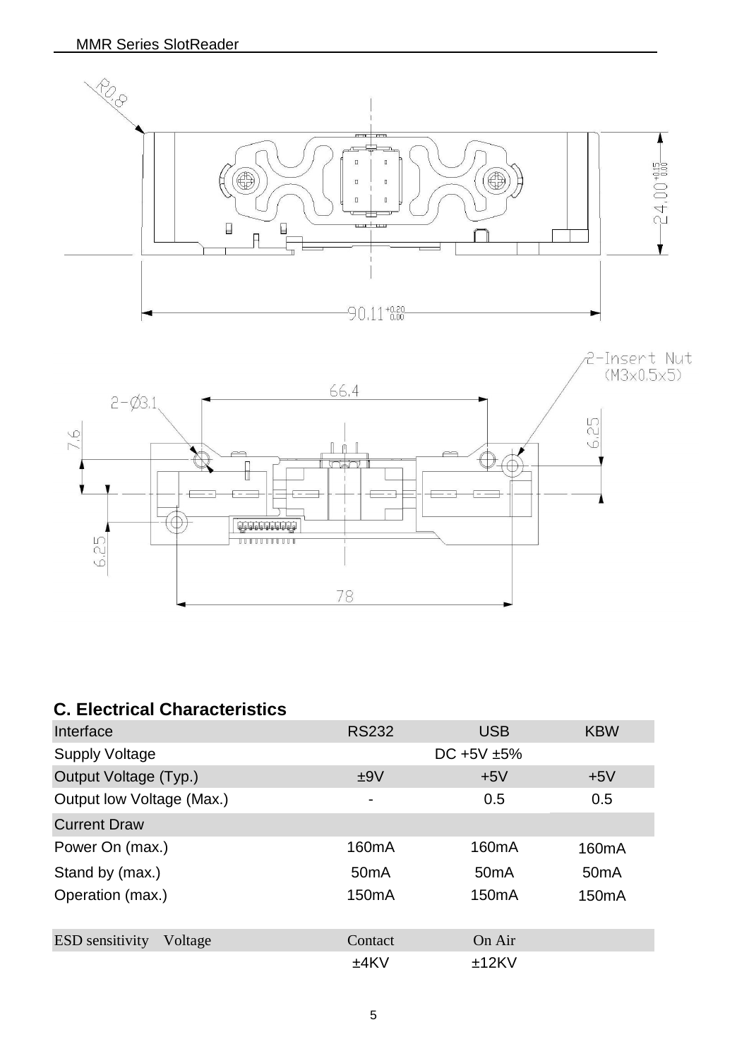R0.8

$24.00^{+0.15}_{0.00}$

$90.11^{+0.20}_{0.00}$

2-Insert Nut (M3x0.5x5)

2-Ø3.1

66.4

7.6

6.25

6.25

78

## C. Electrical Characteristics

| Interface | RS232 | USB | KBW |
|---|---|---|---|
| Supply Voltage | | DC +5V ±5% | |
| Output Voltage (Typ.) | ±9V | +5V | +5V |
| Output low Voltage (Max.) | - | 0.5 | 0.5 |
| Current Draw | | | |
| Power On (max.) | 160mA | 160mA | 160mA |
| Stand by (max.) | 50mA | 50mA | 50mA |
| Operation (max.) | 150mA | 150mA | 150mA |

| ESD sensitivity Voltage | Contact | On Air |
|---|---|---|
| | ±4KV | ±12KV |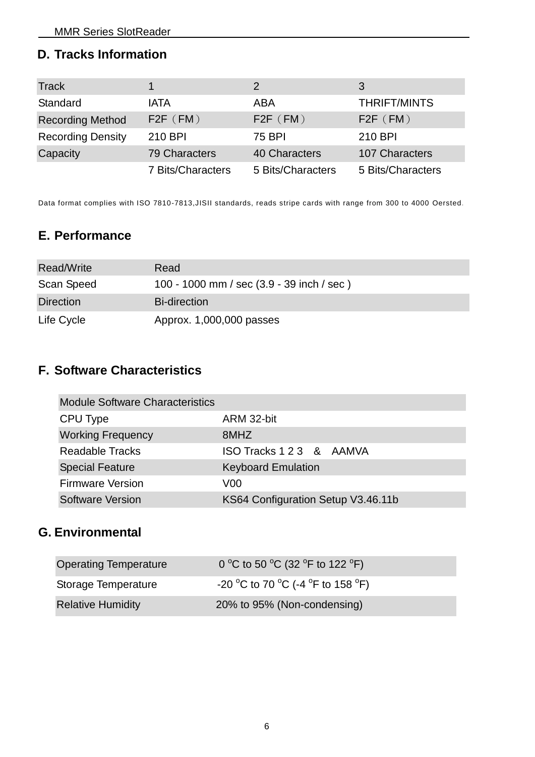## D. Tracks Information

| Track | 1 | 2 | 3 |
|---|---|---|---|
| Standard | IATA | ABA | THRIFT/MINTS |
| Recording Method | F2F（FM） | F2F（FM） | F2F（FM） |
| Recording Density | 210 BPI | 75 BPI | 210 BPI |
| Capacity | 79 Characters | 40 Characters | 107 Characters |
| | 7 Bits/Characters | 5 Bits/Characters | 5 Bits/Characters |

Data format complies with ISO 7810-7813,JISII standards, reads stripe cards with range from 300 to 4000 Oersted.

## E. Performance

| Read/Write | Read |
|---|---|
| Scan Speed | 100 - 1000 mm / sec (3.9 - 39 inch / sec ) |
| Direction | Bi-direction |
| Life Cycle | Approx. 1,000,000 passes |

## F. Software Characteristics

| Module Software Characteristics | |
|---|---|
| CPU Type | ARM 32-bit |
| Working Frequency | 8MHZ |
| Readable Tracks | ISO Tracks 1 2 3 & AAMVA |
| Special Feature | Keyboard Emulation |
| Firmware Version | V00 |
| Software Version | KS64 Configuration Setup V3.46.11b |

## G. Environmental

| | |
|---|---|
| Operating Temperature | 0 $^{o}$C to 50 $^{o}$C (32 $^{o}$F to 122 $^{o}$F) |
| Storage Temperature | -20 $^{o}$C to 70 $^{o}$C (-4 $^{o}$F to 158 $^{o}$F) |
| Relative Humidity | 20% to 95% (Non-condensing) |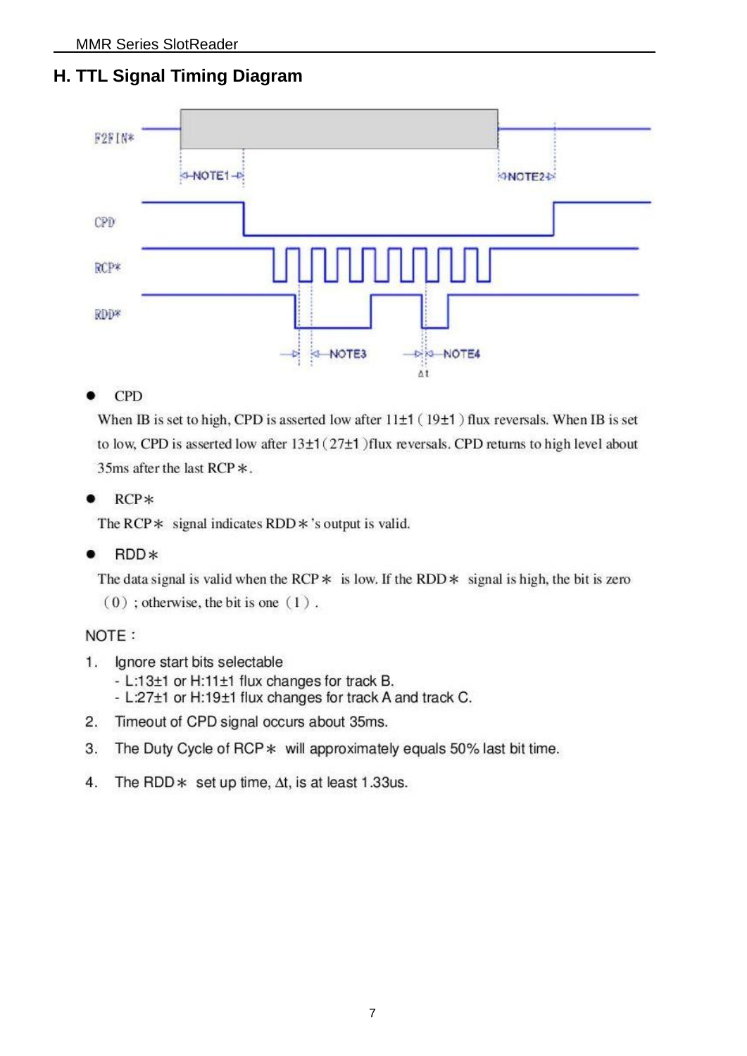## H. TTL Signal Timing Diagram

F2FIN*

NOTE1

NOTE2

CPD

RCP*

RDD*

NOTE3

NOTE4

Δt

- CPD

  When IB is set to high, CPD is asserted low after 11±1 ( 19±1 ) flux reversals. When IB is set to low, CPD is asserted low after 13±1 (27±1 )flux reversals. CPD returns to high level about 35ms after the last RCP∗.

- RCP∗

  The RCP∗ signal indicates RDD∗'s output is valid.

- RDD∗

  The data signal is valid when the RCP∗ is low. If the RDD∗ signal is high, the bit is zero （0）; otherwise, the bit is one （1）.

NOTE：

1. Ignore start bits selectable
   - L:13±1 or H:11±1 flux changes for track B.
   - L:27±1 or H:19±1 flux changes for track A and track C.
2. Timeout of CPD signal occurs about 35ms.
3. The Duty Cycle of RCP∗ will approximately equals 50% last bit time.
4. The RDD∗ set up time, Δt, is at least 1.33us.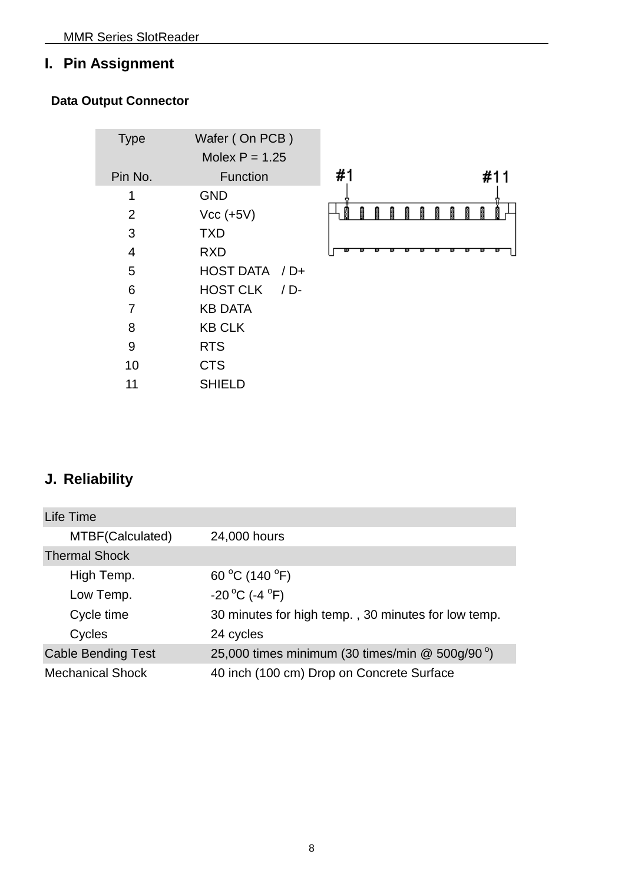## I. Pin Assignment

### Data Output Connector

| Type | Wafer ( On PCB ) Molex P = 1.25 |
|---|---|
| Pin No. | Function |
| 1 | GND |
| 2 | Vcc (+5V) |
| 3 | TXD |
| 4 | RXD |
| 5 | HOST DATA / D+ |
| 6 | HOST CLK / D- |
| 7 | KB DATA |
| 8 | KB CLK |
| 9 | RTS |
| 10 | CTS |
| 11 | SHIELD |

#1

#11

## J. Reliability

| | |
|---|---|
| Life Time | |
| MTBF(Calculated) | 24,000 hours |
| Thermal Shock | |
| High Temp. | 60 $^{o}$C (140 $^{o}$F) |
| Low Temp. | -20 $^{o}$C (-4 $^{o}$F) |
| Cycle time | 30 minutes for high temp. , 30 minutes for low temp. |
| Cycles | 24 cycles |
| Cable Bending Test | 25,000 times minimum (30 times/min @ 500g/90 $^{o}$) |
| Mechanical Shock | 40 inch (100 cm) Drop on Concrete Surface |